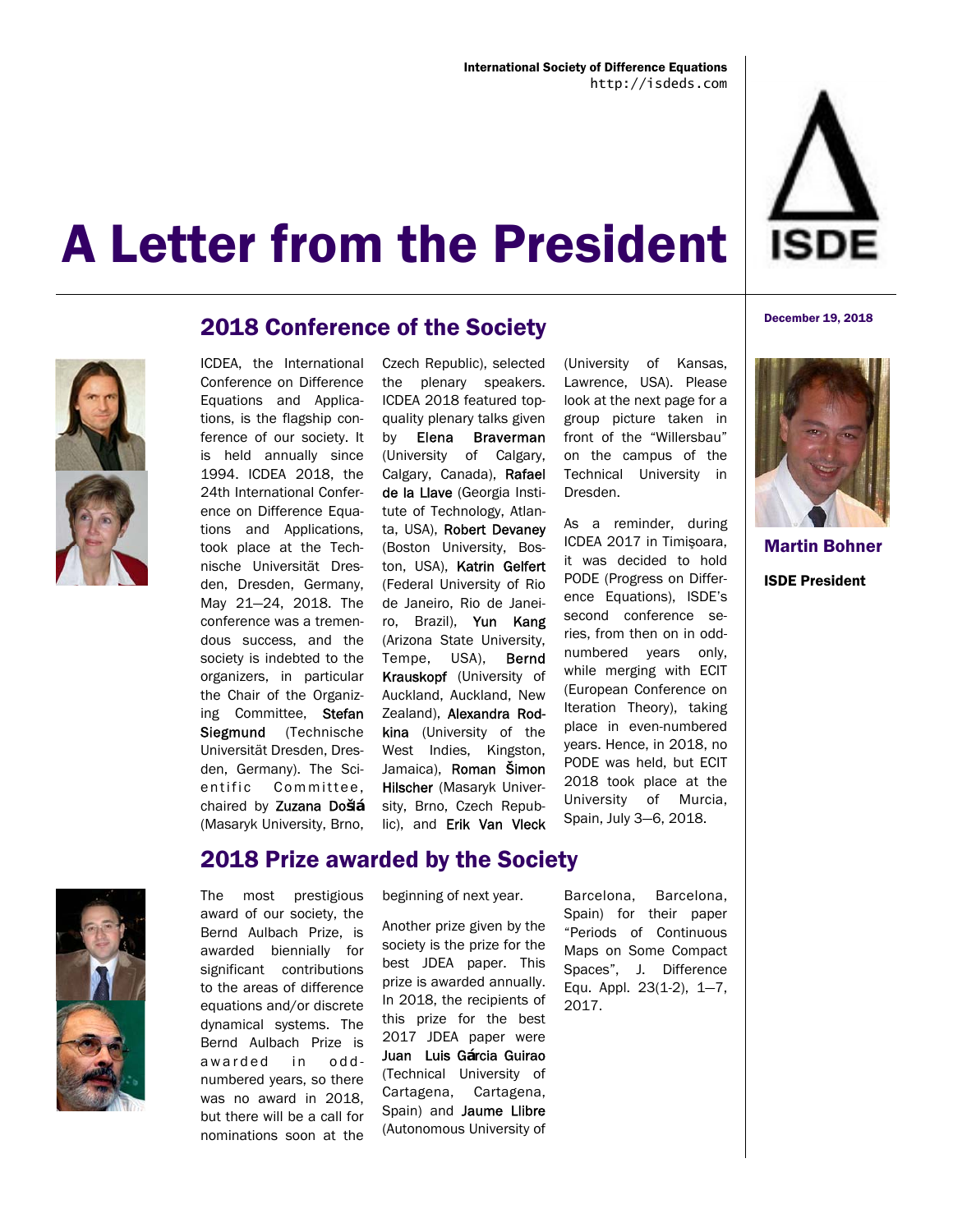International Society of Difference Equations
http://isdeds.com

# A Letter from the President

December 19, 2018

**Martin Bohner**

**ISDE President**

## 2018 Conference of the Society

ICDEA, the International Conference on Difference Equations and Applications, is the flagship conference of our society. It is held annually since 1994. ICDEA 2018, the 24th International Conference on Difference Equations and Applications, took place at the Technische Universität Dresden, Dresden, Germany, May 21—24, 2018. The conference was a tremendous success, and the society is indebted to the organizers, in particular the Chair of the Organizing Committee, **Stefan Siegmund** (Technische Universität Dresden, Dresden, Germany). The Scientific Committee, chaired by **Zuzana Došlá** (Masaryk University, Brno, Czech Republic), selected the plenary speakers. ICDEA 2018 featured top-quality plenary talks given by **Elena Braverman** (University of Calgary, Calgary, Canada), **Rafael de la Llave** (Georgia Institute of Technology, Atlanta, USA), **Robert Devaney** (Boston University, Boston, USA), **Katrin Gelfert** (Federal University of Rio de Janeiro, Rio de Janeiro, Brazil), **Yun Kang** (Arizona State University, Tempe, USA), **Bernd Krauskopf** (University of Auckland, Auckland, New Zealand), **Alexandra Rodkina** (University of the West Indies, Kingston, Jamaica), **Roman Šimon Hilscher** (Masaryk University, Brno, Czech Republic), and **Erik Van Vleck** (University of Kansas, Lawrence, USA). Please look at the next page for a group picture taken in front of the "Willersbau" on the campus of the Technical University in Dresden.

As a reminder, during ICDEA 2017 in Timişoara, it was decided to hold PODE (Progress on Difference Equations), ISDE's second conference series, from then on in odd-numbered years only, while merging with ECIT (European Conference on Iteration Theory), taking place in even-numbered years. Hence, in 2018, no PODE was held, but ECIT 2018 took place at the University of Murcia, Spain, July 3—6, 2018.

## 2018 Prize awarded by the Society

The most prestigious award of our society, the Bernd Aulbach Prize, is awarded biennially for significant contributions to the areas of difference equations and/or discrete dynamical systems. The Bernd Aulbach Prize is awarded in odd-numbered years, so there was no award in 2018, but there will be a call for nominations soon at the beginning of next year.

Another prize given by the society is the prize for the best JDEA paper. This prize is awarded annually. In 2018, the recipients of this prize for the best 2017 JDEA paper were **Juan Luis Gárcia Guirao** (Technical University of Cartagena, Cartagena, Spain) and **Jaume Llibre** (Autonomous University of Barcelona, Barcelona, Spain) for their paper "Periods of Continuous Maps on Some Compact Spaces", J. Difference Equ. Appl. 23(1-2), 1—7, 2017.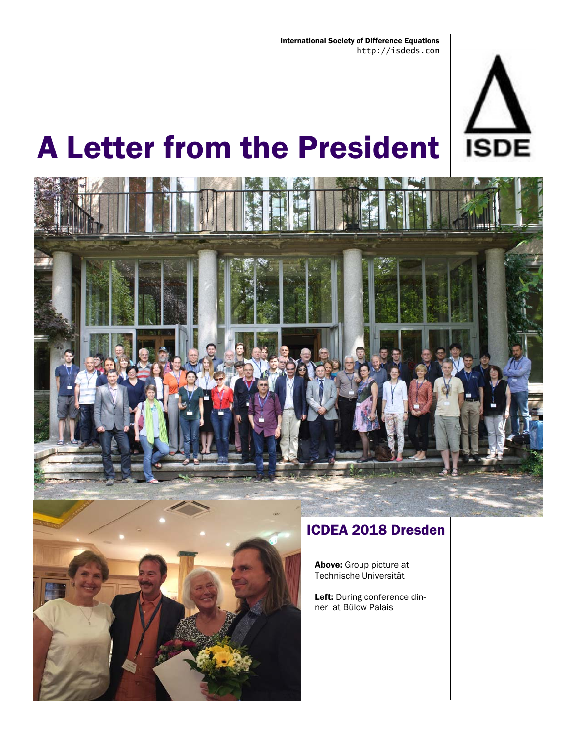International Society of Difference Equations
http://isdeds.com

# A Letter from the President

## ICDEA 2018 Dresden

**Above:** Group picture at Technische Universität

**Left:** During conference dinner at Bülow Palais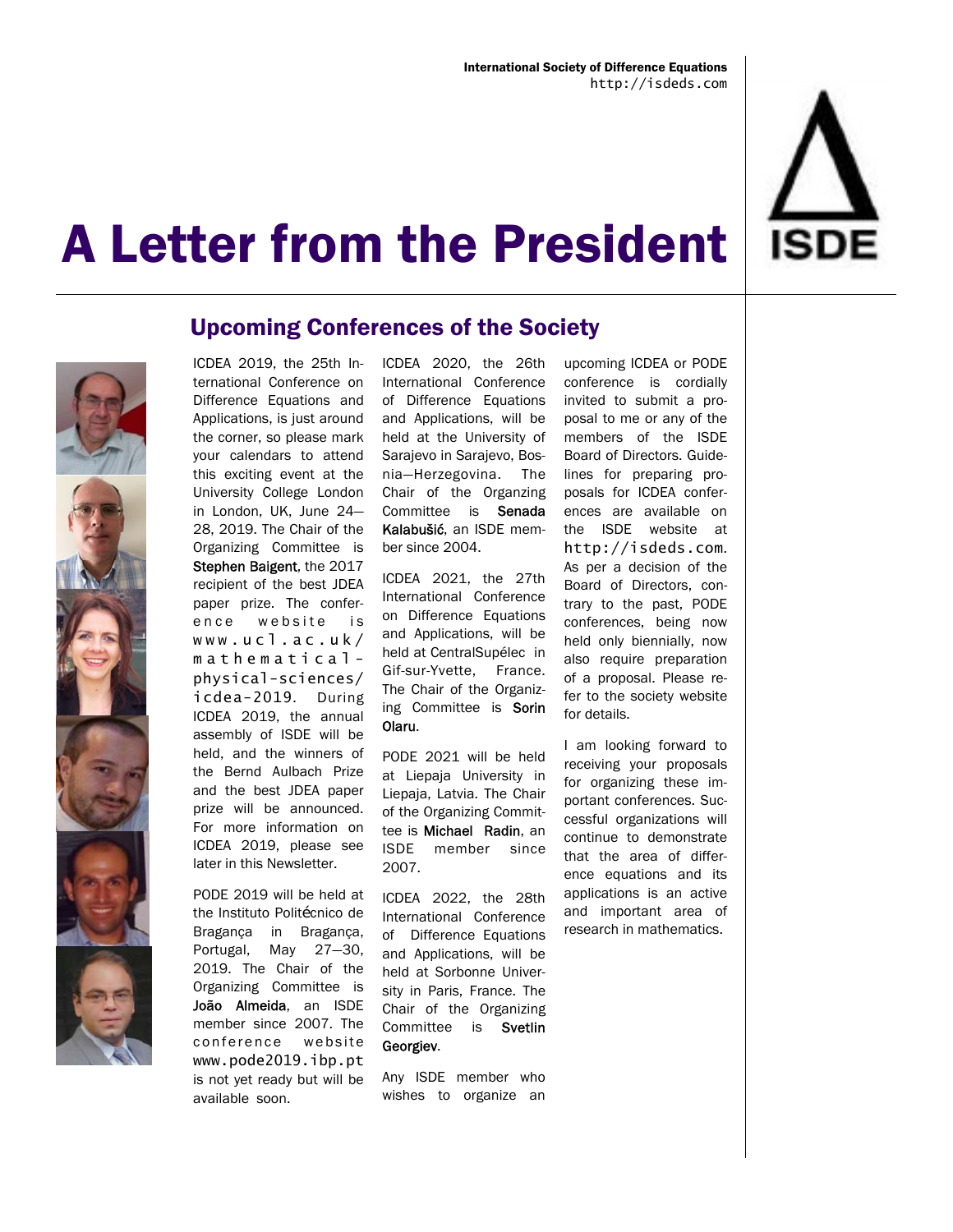# A Letter from the President

## Upcoming Conferences of the Society

ICDEA 2019, the 25th International Conference on Difference Equations and Applications, is just around the corner, so please mark your calendars to attend this exciting event at the University College London in London, UK, June 24—28, 2019. The Chair of the Organizing Committee is **Stephen Baigent**, the 2017 recipient of the best JDEA paper prize. The conference website is www.ucl.ac.uk/mathematical-physical-sciences/icdea-2019. During ICDEA 2019, the annual assembly of ISDE will be held, and the winners of the Bernd Aulbach Prize and the best JDEA paper prize will be announced. For more information on ICDEA 2019, please see later in this Newsletter.

PODE 2019 will be held at the Instituto Politécnico de Bragança in Bragança, Portugal, May 27—30, 2019. The Chair of the Organizing Committee is **João Almeida**, an ISDE member since 2007. The conference website www.pode2019.ibp.pt is not yet ready but will be available soon.

ICDEA 2020, the 26th International Conference of Difference Equations and Applications, will be held at the University of Sarajevo in Sarajevo, Bosnia—Herzegovina. The Chair of the Organzing Committee is **Senada Kalabušić**, an ISDE member since 2004.

ICDEA 2021, the 27th International Conference on Difference Equations and Applications, will be held at CentralSupélec in Gif-sur-Yvette, France. The Chair of the Organizing Committee is **Sorin Olaru**.

PODE 2021 will be held at Liepaja University in Liepaja, Latvia. The Chair of the Organizing Committee is **Michael Radin**, an ISDE member since 2007.

ICDEA 2022, the 28th International Conference of Difference Equations and Applications, will be held at Sorbonne University in Paris, France. The Chair of the Organizing Committee is **Svetlin Georgiev**.

Any ISDE member who wishes to organize an upcoming ICDEA or PODE conference is cordially invited to submit a proposal to me or any of the members of the ISDE Board of Directors. Guidelines for preparing proposals for ICDEA conferences are available on the ISDE website at http://isdeds.com. As per a decision of the Board of Directors, contrary to the past, PODE conferences, being now held only biennially, now also require preparation of a proposal. Please refer to the society website for details.

I am looking forward to receiving your proposals for organizing these important conferences. Successful organizations will continue to demonstrate that the area of difference equations and its applications is an active and important area of research in mathematics.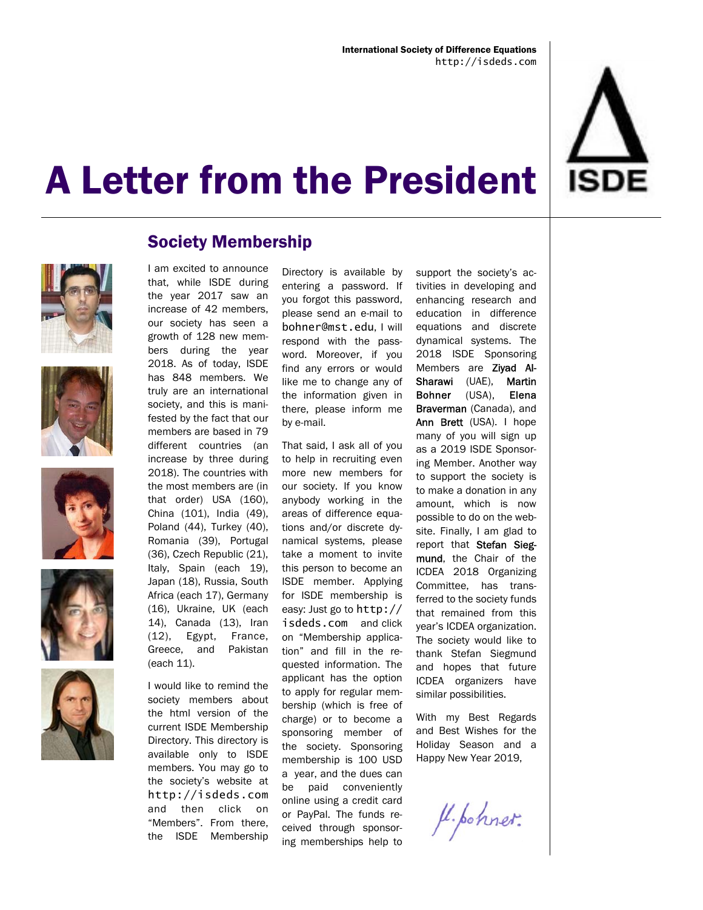International Society of Difference Equations
http://isdeds.com

# A Letter from the President

## Society Membership

I am excited to announce that, while ISDE during the year 2017 saw an increase of 42 members, our society has seen a growth of 128 new members during the year 2018. As of today, ISDE has 848 members. We truly are an international society, and this is manifested by the fact that our members are based in 79 different countries (an increase by three during 2018). The countries with the most members are (in that order) USA (160), China (101), India (49), Poland (44), Turkey (40), Romania (39), Portugal (36), Czech Republic (21), Italy, Spain (each 19), Japan (18), Russia, South Africa (each 17), Germany (16), Ukraine, UK (each 14), Canada (13), Iran (12), Egypt, France, Greece, and Pakistan (each 11).

I would like to remind the society members about the html version of the current ISDE Membership Directory. This directory is available only to ISDE members. You may go to the society's website at http://isdeds.com and then click on "Members". From there, the ISDE Membership Directory is available by entering a password. If you forgot this password, please send an e-mail to bohner@mst.edu, I will respond with the password. Moreover, if you find any errors or would like me to change any of the information given in there, please inform me by e-mail.

That said, I ask all of you to help in recruiting even more new members for our society. If you know anybody working in the areas of difference equations and/or discrete dynamical systems, please take a moment to invite this person to become an ISDE member. Applying for ISDE membership is easy: Just go to http://isdeds.com and click on "Membership application" and fill in the requested information. The applicant has the option to apply for regular membership (which is free of charge) or to become a sponsoring member of the society. Sponsoring membership is 100 USD a year, and the dues can be paid conveniently online using a credit card or PayPal. The funds received through sponsoring memberships help to support the society's activities in developing and enhancing research and education in difference equations and discrete dynamical systems. The 2018 ISDE Sponsoring Members are **Ziyad Al-Sharawi** (UAE), **Martin Bohner** (USA), **Elena Braverman** (Canada), and **Ann Brett** (USA). I hope many of you will sign up as a 2019 ISDE Sponsoring Member. Another way to support the society is to make a donation in any amount, which is now possible to do on the website. Finally, I am glad to report that **Stefan Siegmund**, the Chair of the ICDEA 2018 Organizing Committee, has transferred to the society funds that remained from this year's ICDEA organization. The society would like to thank Stefan Siegmund and hopes that future ICDEA organizers have similar possibilities.

With my Best Regards and Best Wishes for the Holiday Season and a Happy New Year 2019,

M. Bohner